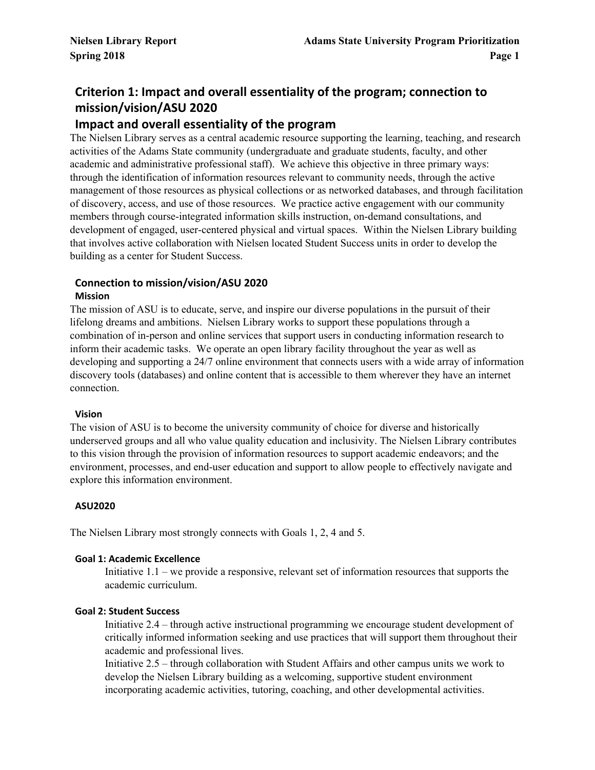# Criterion 1: Impact and overall essentiality of the program; connection to mission/vision/ASU 2020

## Impact and overall essentiality of the program

The Nielsen Library serves as a central academic resource supporting the learning, teaching, and research activities of the Adams State community (undergraduate and graduate students, faculty, and other academic and administrative professional staff). We achieve this objective in three primary ways: through the identification of information resources relevant to community needs, through the active management of those resources as physical collections or as networked databases, and through facilitation of discovery, access, and use of those resources. We practice active engagement with our community members through course-integrated information skills instruction, on-demand consultations, and development of engaged, user-centered physical and virtual spaces. Within the Nielsen Library building that involves active collaboration with Nielsen located Student Success units in order to develop the building as a center for Student Success.

## Connection to mission/vision/ASU 2020

### Mission

The mission of ASU is to educate, serve, and inspire our diverse populations in the pursuit of their lifelong dreams and ambitions. Nielsen Library works to support these populations through a combination of in-person and online services that support users in conducting information research to inform their academic tasks. We operate an open library facility throughout the year as well as developing and supporting a 24/7 online environment that connects users with a wide array of information discovery tools (databases) and online content that is accessible to them wherever they have an internet connection.

### Vision

The vision of ASU is to become the university community of choice for diverse and historically underserved groups and all who value quality education and inclusivity. The Nielsen Library contributes to this vision through the provision of information resources to support academic endeavors; and the environment, processes, and end-user education and support to allow people to effectively navigate and explore this information environment.

### ASU2020

The Nielsen Library most strongly connects with Goals 1, 2, 4 and 5.

#### Goal 1: Academic Excellence

Initiative 1.1 – we provide a responsive, relevant set of information resources that supports the academic curriculum.

#### Goal 2: Student Success

Initiative 2.4 – through active instructional programming we encourage student development of critically informed information seeking and use practices that will support them throughout their academic and professional lives.

Initiative 2.5 – through collaboration with Student Affairs and other campus units we work to develop the Nielsen Library building as a welcoming, supportive student environment incorporating academic activities, tutoring, coaching, and other developmental activities.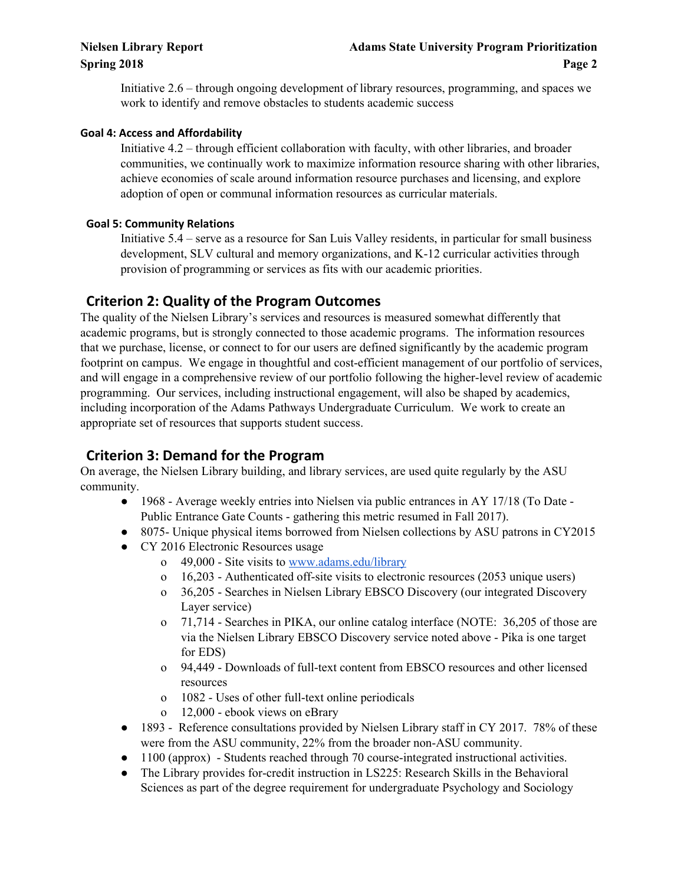Initiative 2.6 – through ongoing development of library resources, programming, and spaces we work to identify and remove obstacles to students academic success

**Goal 4: Access and Affordability**

Initiative 4.2 – through efficient collaboration with faculty, with other libraries, and broader communities, we continually work to maximize information resource sharing with other libraries, achieve economies of scale around information resource purchases and licensing, and explore adoption of open or communal information resources as curricular materials.

**Goal 5: Community Relations**

Initiative 5.4 – serve as a resource for San Luis Valley residents, in particular for small business development, SLV cultural and memory organizations, and K-12 curricular activities through provision of programming or services as fits with our academic priorities.

## Criterion 2: Quality of the Program Outcomes

The quality of the Nielsen Library's services and resources is measured somewhat differently that academic programs, but is strongly connected to those academic programs. The information resources that we purchase, license, or connect to for our users are defined significantly by the academic program footprint on campus. We engage in thoughtful and cost-efficient management of our portfolio of services, and will engage in a comprehensive review of our portfolio following the higher-level review of academic programming. Our services, including instructional engagement, will also be shaped by academics, including incorporation of the Adams Pathways Undergraduate Curriculum. We work to create an appropriate set of resources that supports student success.

## Criterion 3: Demand for the Program

On average, the Nielsen Library building, and library services, are used quite regularly by the ASU community.

- 1968 - Average weekly entries into Nielsen via public entrances in AY 17/18 (To Date - Public Entrance Gate Counts - gathering this metric resumed in Fall 2017).
- 8075- Unique physical items borrowed from Nielsen collections by ASU patrons in CY2015
- CY 2016 Electronic Resources usage
  - 49,000 - Site visits to www.adams.edu/library
  - 16,203 - Authenticated off-site visits to electronic resources (2053 unique users)
  - 36,205 - Searches in Nielsen Library EBSCO Discovery (our integrated Discovery Layer service)
  - 71,714 - Searches in PIKA, our online catalog interface (NOTE: 36,205 of those are via the Nielsen Library EBSCO Discovery service noted above - Pika is one target for EDS)
  - 94,449 - Downloads of full-text content from EBSCO resources and other licensed resources
  - 1082 - Uses of other full-text online periodicals
  - 12,000 - ebook views on eBrary
- 1893 - Reference consultations provided by Nielsen Library staff in CY 2017. 78% of these were from the ASU community, 22% from the broader non-ASU community.
- 1100 (approx) - Students reached through 70 course-integrated instructional activities.
- The Library provides for-credit instruction in LS225: Research Skills in the Behavioral Sciences as part of the degree requirement for undergraduate Psychology and Sociology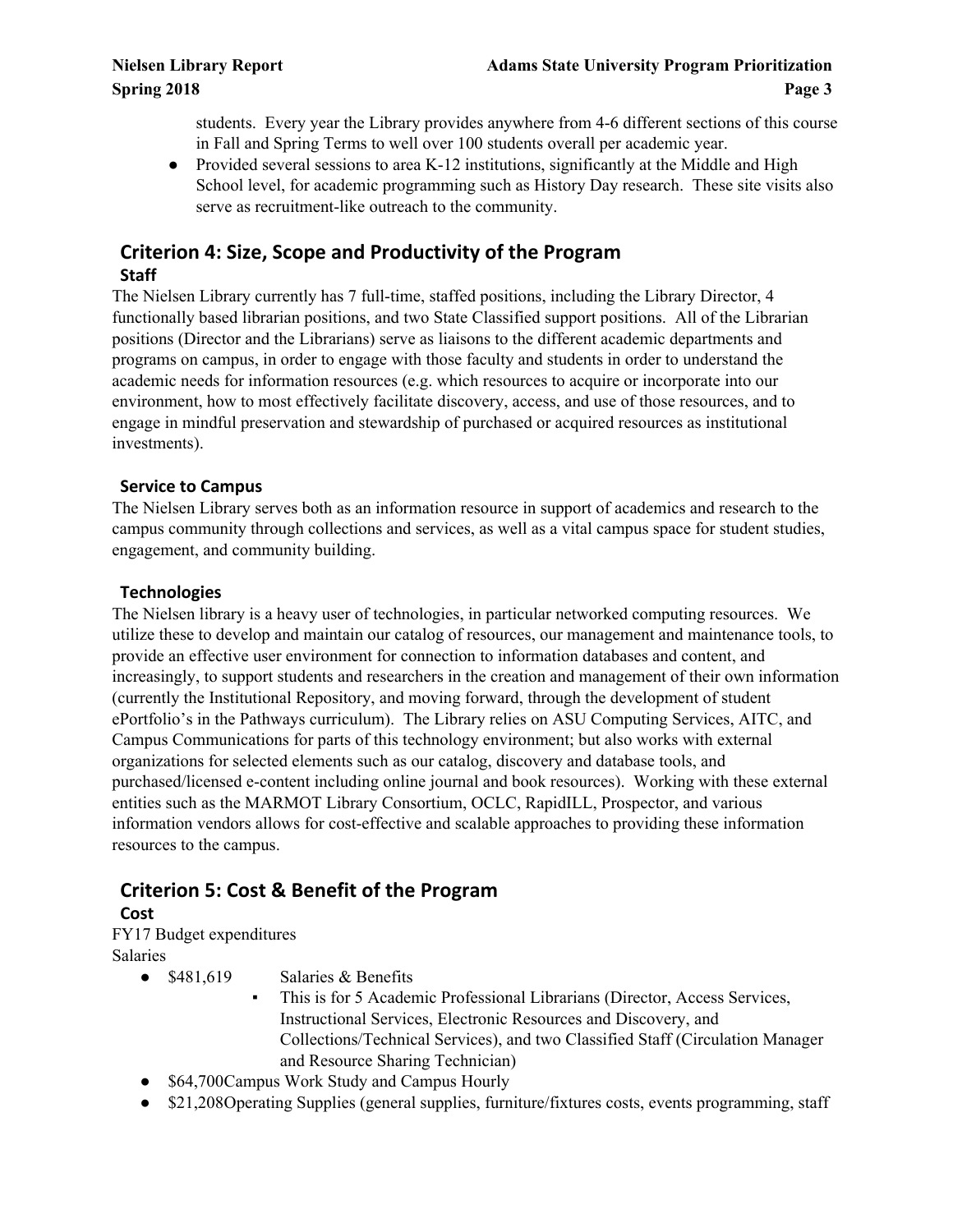students. Every year the Library provides anywhere from 4-6 different sections of this course in Fall and Spring Terms to well over 100 students overall per academic year.

- Provided several sessions to area K-12 institutions, significantly at the Middle and High School level, for academic programming such as History Day research. These site visits also serve as recruitment-like outreach to the community.

## Criterion 4: Size, Scope and Productivity of the Program

### Staff

The Nielsen Library currently has 7 full-time, staffed positions, including the Library Director, 4 functionally based librarian positions, and two State Classified support positions. All of the Librarian positions (Director and the Librarians) serve as liaisons to the different academic departments and programs on campus, in order to engage with those faculty and students in order to understand the academic needs for information resources (e.g. which resources to acquire or incorporate into our environment, how to most effectively facilitate discovery, access, and use of those resources, and to engage in mindful preservation and stewardship of purchased or acquired resources as institutional investments).

### Service to Campus

The Nielsen Library serves both as an information resource in support of academics and research to the campus community through collections and services, as well as a vital campus space for student studies, engagement, and community building.

### Technologies

The Nielsen library is a heavy user of technologies, in particular networked computing resources. We utilize these to develop and maintain our catalog of resources, our management and maintenance tools, to provide an effective user environment for connection to information databases and content, and increasingly, to support students and researchers in the creation and management of their own information (currently the Institutional Repository, and moving forward, through the development of student ePortfolio's in the Pathways curriculum). The Library relies on ASU Computing Services, AITC, and Campus Communications for parts of this technology environment; but also works with external organizations for selected elements such as our catalog, discovery and database tools, and purchased/licensed e-content including online journal and book resources). Working with these external entities such as the MARMOT Library Consortium, OCLC, RapidILL, Prospector, and various information vendors allows for cost-effective and scalable approaches to providing these information resources to the campus.

## Criterion 5: Cost & Benefit of the Program

### Cost

FY17 Budget expenditures

Salaries

- $481,619 Salaries & Benefits
  - This is for 5 Academic Professional Librarians (Director, Access Services, Instructional Services, Electronic Resources and Discovery, and Collections/Technical Services), and two Classified Staff (Circulation Manager and Resource Sharing Technician)
- $64,700Campus Work Study and Campus Hourly
- $21,208Operating Supplies (general supplies, furniture/fixtures costs, events programming, staff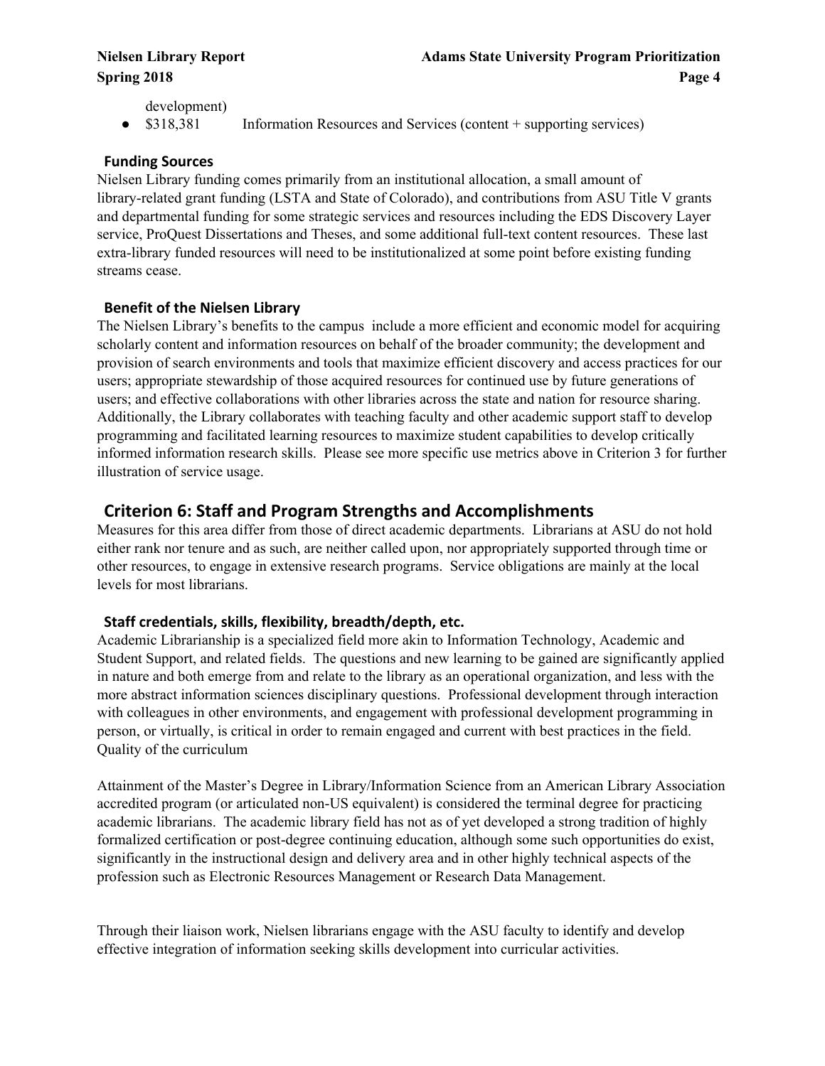development)

- $318,381 Information Resources and Services (content + supporting services)

### Funding Sources

Nielsen Library funding comes primarily from an institutional allocation, a small amount of library-related grant funding (LSTA and State of Colorado), and contributions from ASU Title V grants and departmental funding for some strategic services and resources including the EDS Discovery Layer service, ProQuest Dissertations and Theses, and some additional full-text content resources. These last extra-library funded resources will need to be institutionalized at some point before existing funding streams cease.

### Benefit of the Nielsen Library

The Nielsen Library's benefits to the campus include a more efficient and economic model for acquiring scholarly content and information resources on behalf of the broader community; the development and provision of search environments and tools that maximize efficient discovery and access practices for our users; appropriate stewardship of those acquired resources for continued use by future generations of users; and effective collaborations with other libraries across the state and nation for resource sharing. Additionally, the Library collaborates with teaching faculty and other academic support staff to develop programming and facilitated learning resources to maximize student capabilities to develop critically informed information research skills. Please see more specific use metrics above in Criterion 3 for further illustration of service usage.

## Criterion 6: Staff and Program Strengths and Accomplishments

Measures for this area differ from those of direct academic departments. Librarians at ASU do not hold either rank nor tenure and as such, are neither called upon, nor appropriately supported through time or other resources, to engage in extensive research programs. Service obligations are mainly at the local levels for most librarians.

### Staff credentials, skills, flexibility, breadth/depth, etc.

Academic Librarianship is a specialized field more akin to Information Technology, Academic and Student Support, and related fields. The questions and new learning to be gained are significantly applied in nature and both emerge from and relate to the library as an operational organization, and less with the more abstract information sciences disciplinary questions. Professional development through interaction with colleagues in other environments, and engagement with professional development programming in person, or virtually, is critical in order to remain engaged and current with best practices in the field. Quality of the curriculum

Attainment of the Master's Degree in Library/Information Science from an American Library Association accredited program (or articulated non-US equivalent) is considered the terminal degree for practicing academic librarians. The academic library field has not as of yet developed a strong tradition of highly formalized certification or post-degree continuing education, although some such opportunities do exist, significantly in the instructional design and delivery area and in other highly technical aspects of the profession such as Electronic Resources Management or Research Data Management.

Through their liaison work, Nielsen librarians engage with the ASU faculty to identify and develop effective integration of information seeking skills development into curricular activities.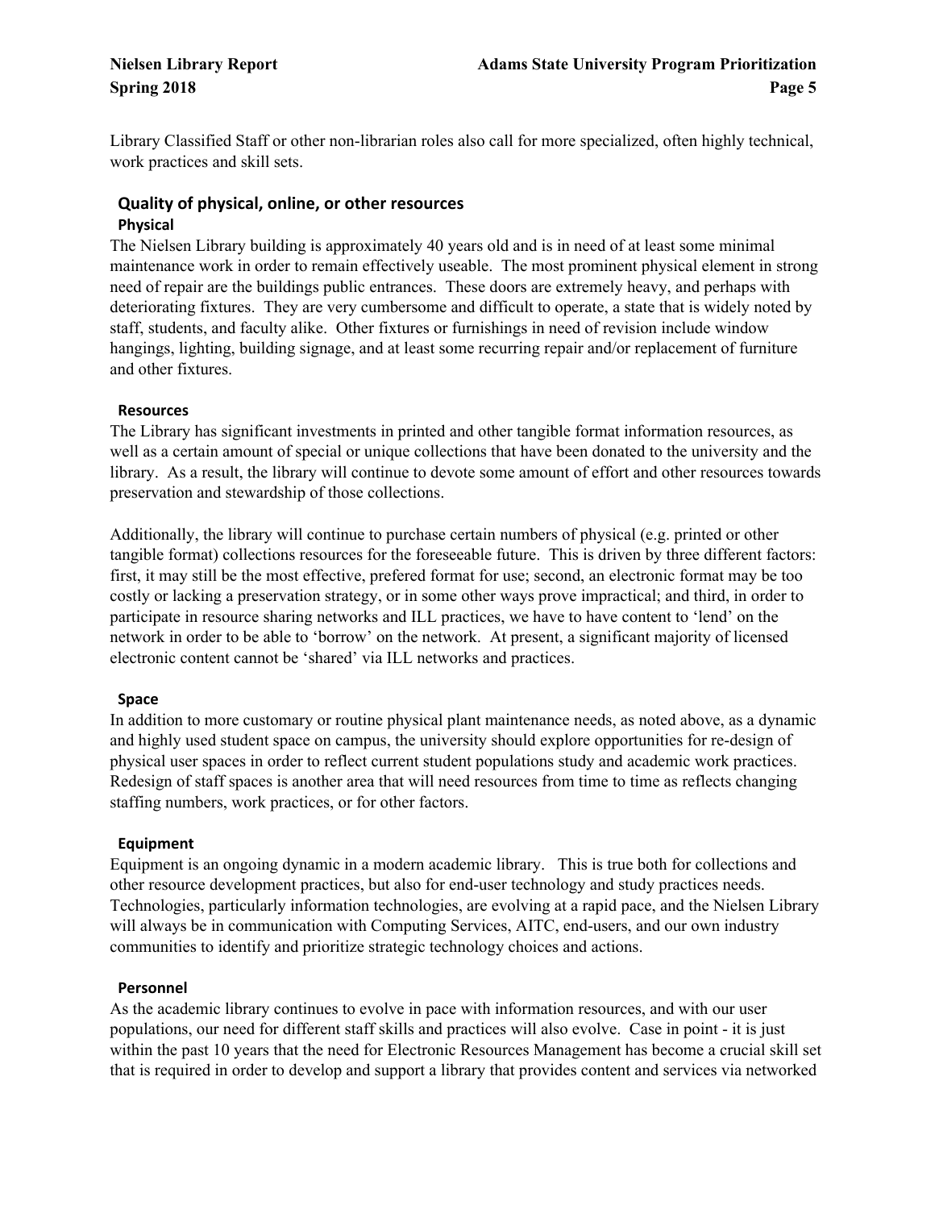Library Classified Staff or other non-librarian roles also call for more specialized, often highly technical, work practices and skill sets.

## Quality of physical, online, or other resources

### Physical

The Nielsen Library building is approximately 40 years old and is in need of at least some minimal maintenance work in order to remain effectively useable. The most prominent physical element in strong need of repair are the buildings public entrances. These doors are extremely heavy, and perhaps with deteriorating fixtures. They are very cumbersome and difficult to operate, a state that is widely noted by staff, students, and faculty alike. Other fixtures or furnishings in need of revision include window hangings, lighting, building signage, and at least some recurring repair and/or replacement of furniture and other fixtures.

### Resources

The Library has significant investments in printed and other tangible format information resources, as well as a certain amount of special or unique collections that have been donated to the university and the library. As a result, the library will continue to devote some amount of effort and other resources towards preservation and stewardship of those collections.

Additionally, the library will continue to purchase certain numbers of physical (e.g. printed or other tangible format) collections resources for the foreseeable future. This is driven by three different factors: first, it may still be the most effective, prefered format for use; second, an electronic format may be too costly or lacking a preservation strategy, or in some other ways prove impractical; and third, in order to participate in resource sharing networks and ILL practices, we have to have content to 'lend' on the network in order to be able to 'borrow' on the network. At present, a significant majority of licensed electronic content cannot be 'shared' via ILL networks and practices.

### Space

In addition to more customary or routine physical plant maintenance needs, as noted above, as a dynamic and highly used student space on campus, the university should explore opportunities for re-design of physical user spaces in order to reflect current student populations study and academic work practices. Redesign of staff spaces is another area that will need resources from time to time as reflects changing staffing numbers, work practices, or for other factors.

### Equipment

Equipment is an ongoing dynamic in a modern academic library. This is true both for collections and other resource development practices, but also for end-user technology and study practices needs. Technologies, particularly information technologies, are evolving at a rapid pace, and the Nielsen Library will always be in communication with Computing Services, AITC, end-users, and our own industry communities to identify and prioritize strategic technology choices and actions.

### Personnel

As the academic library continues to evolve in pace with information resources, and with our user populations, our need for different staff skills and practices will also evolve. Case in point - it is just within the past 10 years that the need for Electronic Resources Management has become a crucial skill set that is required in order to develop and support a library that provides content and services via networked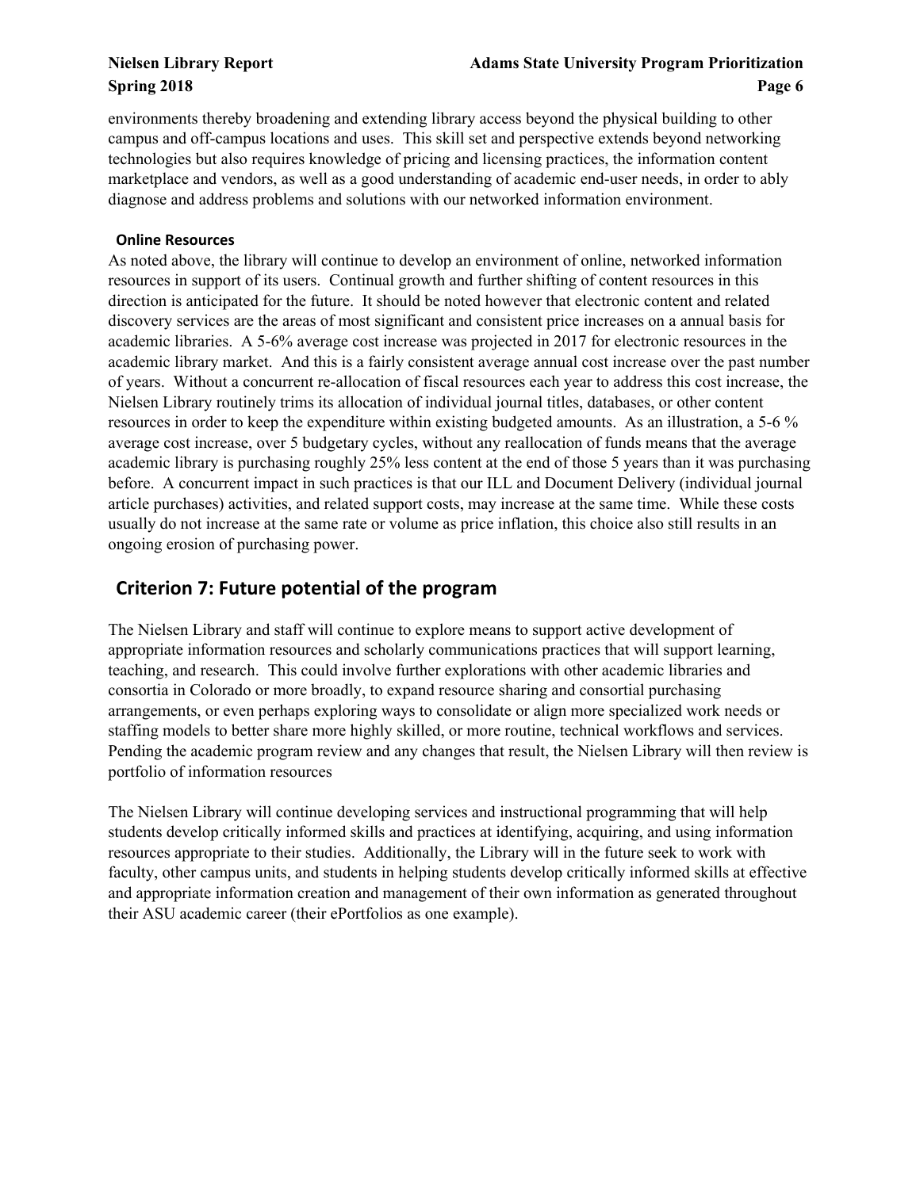environments thereby broadening and extending library access beyond the physical building to other campus and off-campus locations and uses. This skill set and perspective extends beyond networking technologies but also requires knowledge of pricing and licensing practices, the information content marketplace and vendors, as well as a good understanding of academic end-user needs, in order to ably diagnose and address problems and solutions with our networked information environment.

### Online Resources

As noted above, the library will continue to develop an environment of online, networked information resources in support of its users. Continual growth and further shifting of content resources in this direction is anticipated for the future. It should be noted however that electronic content and related discovery services are the areas of most significant and consistent price increases on a annual basis for academic libraries. A 5-6% average cost increase was projected in 2017 for electronic resources in the academic library market. And this is a fairly consistent average annual cost increase over the past number of years. Without a concurrent re-allocation of fiscal resources each year to address this cost increase, the Nielsen Library routinely trims its allocation of individual journal titles, databases, or other content resources in order to keep the expenditure within existing budgeted amounts. As an illustration, a 5-6 % average cost increase, over 5 budgetary cycles, without any reallocation of funds means that the average academic library is purchasing roughly 25% less content at the end of those 5 years than it was purchasing before. A concurrent impact in such practices is that our ILL and Document Delivery (individual journal article purchases) activities, and related support costs, may increase at the same time. While these costs usually do not increase at the same rate or volume as price inflation, this choice also still results in an ongoing erosion of purchasing power.

## Criterion 7: Future potential of the program

The Nielsen Library and staff will continue to explore means to support active development of appropriate information resources and scholarly communications practices that will support learning, teaching, and research. This could involve further explorations with other academic libraries and consortia in Colorado or more broadly, to expand resource sharing and consortial purchasing arrangements, or even perhaps exploring ways to consolidate or align more specialized work needs or staffing models to better share more highly skilled, or more routine, technical workflows and services. Pending the academic program review and any changes that result, the Nielsen Library will then review is portfolio of information resources

The Nielsen Library will continue developing services and instructional programming that will help students develop critically informed skills and practices at identifying, acquiring, and using information resources appropriate to their studies. Additionally, the Library will in the future seek to work with faculty, other campus units, and students in helping students develop critically informed skills at effective and appropriate information creation and management of their own information as generated throughout their ASU academic career (their ePortfolios as one example).